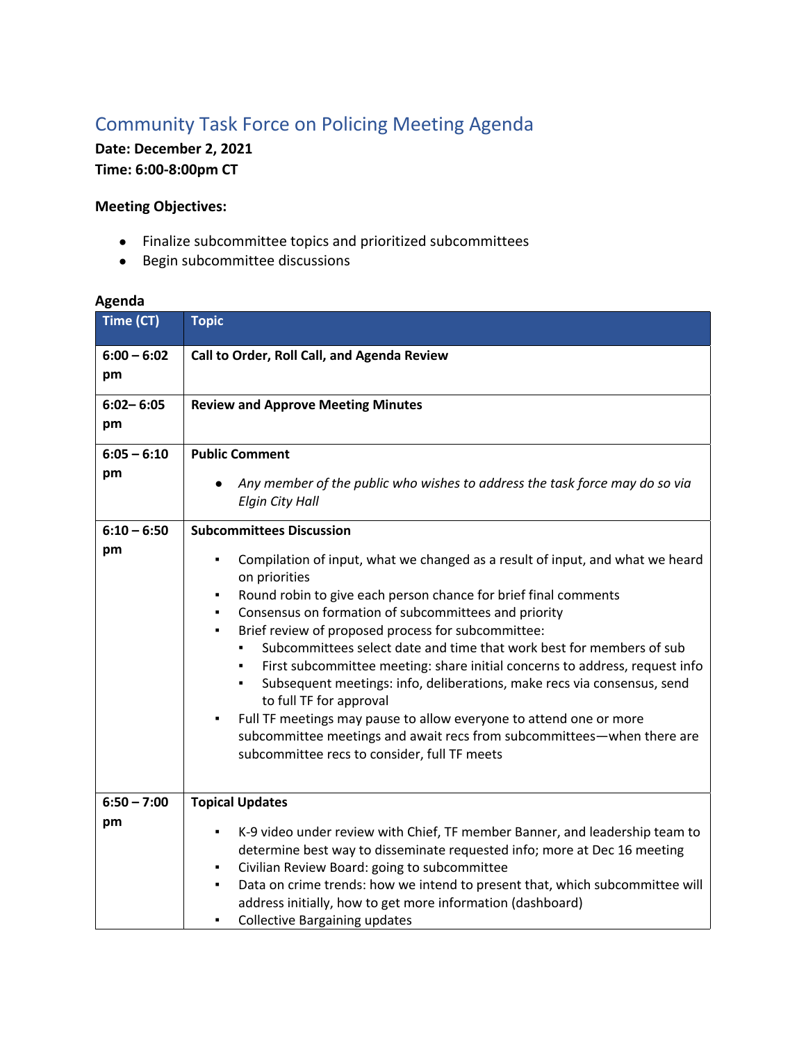# Community Task Force on Policing Meeting Agenda

**Date: December 2, 2021**
**Time: 6:00-8:00pm CT**

**Meeting Objectives:**

- Finalize subcommittee topics and prioritized subcommittees
- Begin subcommittee discussions

**Agenda**

| Time (CT) | Topic |
|---|---|
| **6:00 – 6:02 pm** | **Call to Order, Roll Call, and Agenda Review** |
| **6:02– 6:05 pm** | **Review and Approve Meeting Minutes** |
| **6:05 – 6:10 pm** | **Public Comment**<br>• *Any member of the public who wishes to address the task force may do so via Elgin City Hall* |
| **6:10 – 6:50 pm** | **Subcommittees Discussion**<br>▪ Compilation of input, what we changed as a result of input, and what we heard on priorities<br>▪ Round robin to give each person chance for brief final comments<br>▪ Consensus on formation of subcommittees and priority<br>▪ Brief review of proposed process for subcommittee:<br>&nbsp;&nbsp;&nbsp;&nbsp;▪ Subcommittees select date and time that work best for members of sub<br>&nbsp;&nbsp;&nbsp;&nbsp;▪ First subcommittee meeting: share initial concerns to address, request info<br>&nbsp;&nbsp;&nbsp;&nbsp;▪ Subsequent meetings: info, deliberations, make recs via consensus, send to full TF for approval<br>▪ Full TF meetings may pause to allow everyone to attend one or more subcommittee meetings and await recs from subcommittees—when there are subcommittee recs to consider, full TF meets |
| **6:50 – 7:00 pm** | **Topical Updates**<br>▪ K-9 video under review with Chief, TF member Banner, and leadership team to determine best way to disseminate requested info; more at Dec 16 meeting<br>▪ Civilian Review Board: going to subcommittee<br>▪ Data on crime trends: how we intend to present that, which subcommittee will address initially, how to get more information (dashboard)<br>▪ Collective Bargaining updates |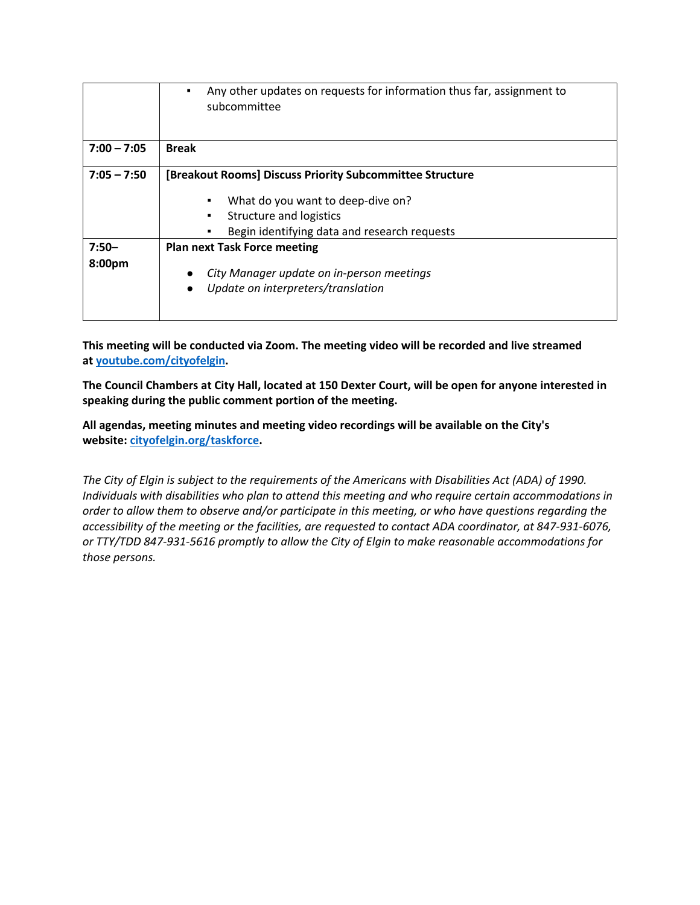| | |
|---|---|
| | ▪ Any other updates on requests for information thus far, assignment to subcommittee |
| **7:00 – 7:05** | **Break** |
| **7:05 – 7:50** | **[Breakout Rooms] Discuss Priority Subcommittee Structure**<br>▪ What do you want to deep-dive on?<br>▪ Structure and logistics<br>▪ Begin identifying data and research requests |
| **7:50–8:00pm** | **Plan next Task Force meeting**<br>● *City Manager update on in-person meetings*<br>● *Update on interpreters/translation* |

**This meeting will be conducted via Zoom. The meeting video will be recorded and live streamed at [youtube.com/cityofelgin](youtube.com/cityofelgin).**

**The Council Chambers at City Hall, located at 150 Dexter Court, will be open for anyone interested in speaking during the public comment portion of the meeting.**

**All agendas, meeting minutes and meeting video recordings will be available on the City's website: [cityofelgin.org/taskforce](cityofelgin.org/taskforce).**

*The City of Elgin is subject to the requirements of the Americans with Disabilities Act (ADA) of 1990. Individuals with disabilities who plan to attend this meeting and who require certain accommodations in order to allow them to observe and/or participate in this meeting, or who have questions regarding the accessibility of the meeting or the facilities, are requested to contact ADA coordinator, at 847-931-6076, or TTY/TDD 847-931-5616 promptly to allow the City of Elgin to make reasonable accommodations for those persons.*